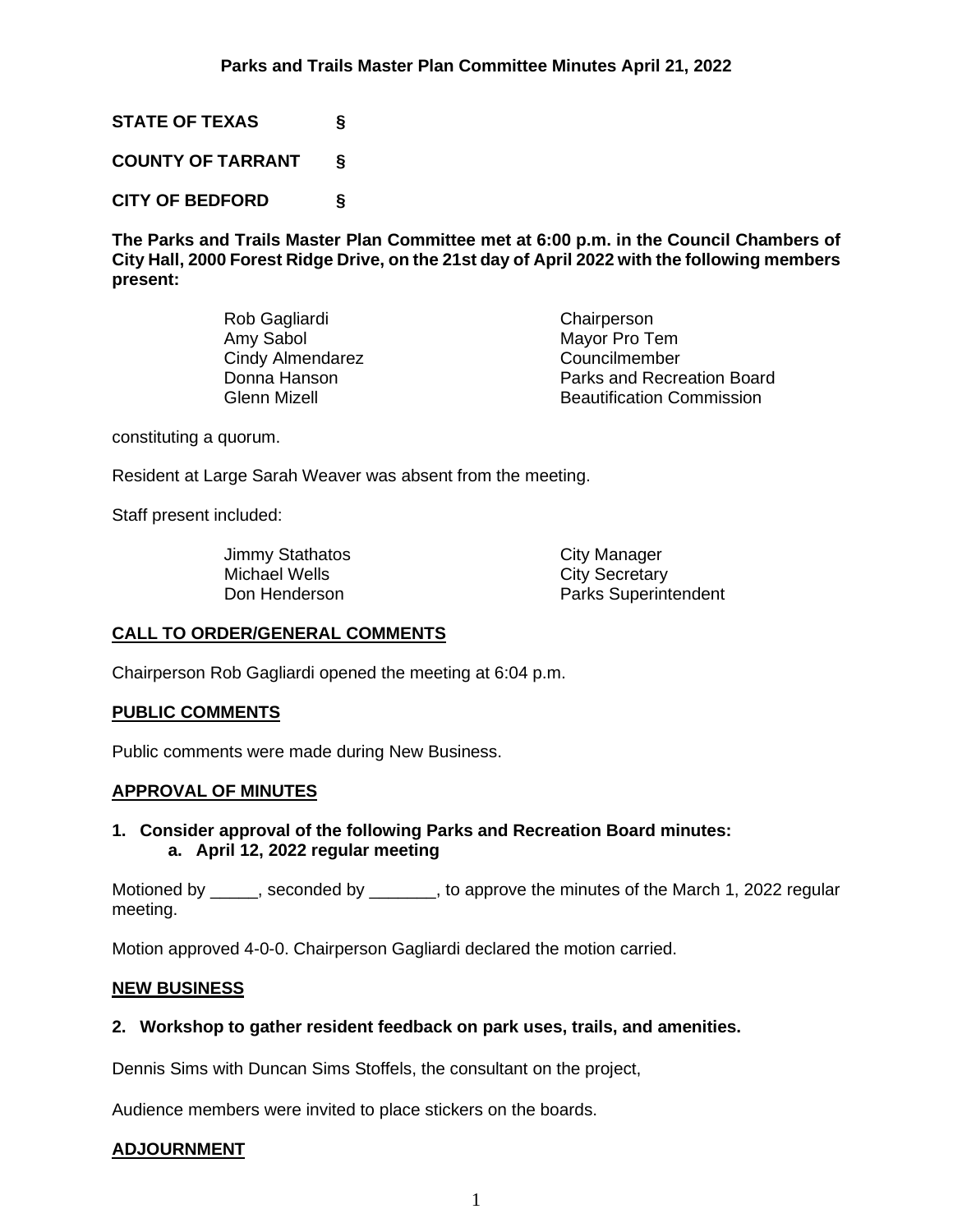# Parks and Trails Master Plan Committee Minutes April 21, 2022

**STATE OF TEXAS §**

**COUNTY OF TARRANT §**

**CITY OF BEDFORD §**

**The Parks and Trails Master Plan Committee met at 6:00 p.m. in the Council Chambers of City Hall, 2000 Forest Ridge Drive, on the 21st day of April 2022 with the following members present:**

| | |
|---|---|
| Rob Gagliardi | Chairperson |
| Amy Sabol | Mayor Pro Tem |
| Cindy Almendarez | Councilmember |
| Donna Hanson | Parks and Recreation Board |
| Glenn Mizell | Beautification Commission |

constituting a quorum.

Resident at Large Sarah Weaver was absent from the meeting.

Staff present included:

| | |
|---|---|
| Jimmy Stathatos | City Manager |
| Michael Wells | City Secretary |
| Don Henderson | Parks Superintendent |

## CALL TO ORDER/GENERAL COMMENTS

Chairperson Rob Gagliardi opened the meeting at 6:04 p.m.

## PUBLIC COMMENTS

Public comments were made during New Business.

## APPROVAL OF MINUTES

**1. Consider approval of the following Parks and Recreation Board minutes:**
   **a. April 12, 2022 regular meeting**

Motioned by _____, seconded by _______, to approve the minutes of the March 1, 2022 regular meeting.

Motion approved 4-0-0. Chairperson Gagliardi declared the motion carried.

## NEW BUSINESS

**2. Workshop to gather resident feedback on park uses, trails, and amenities.**

Dennis Sims with Duncan Sims Stoffels, the consultant on the project,

Audience members were invited to place stickers on the boards.

## ADJOURNMENT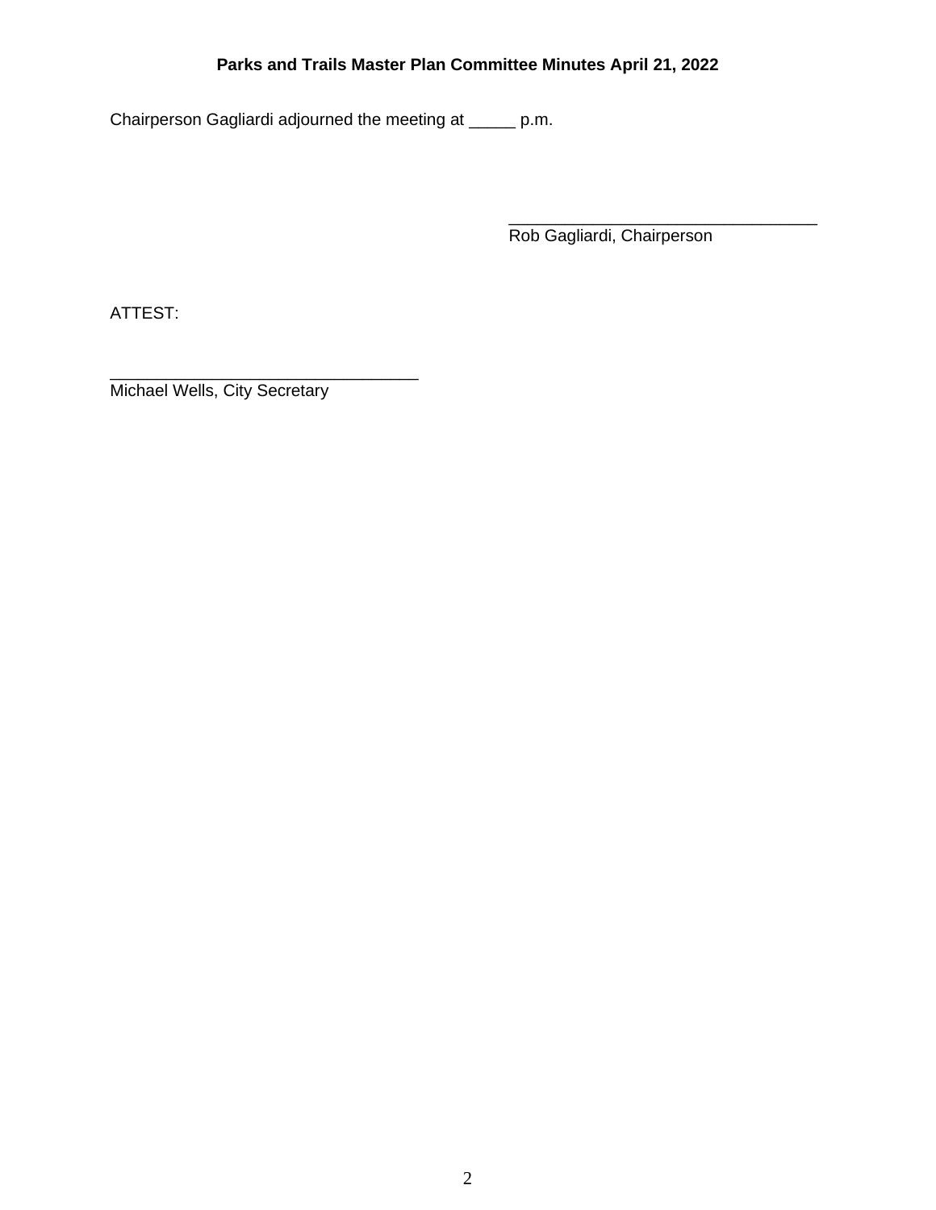Chairperson Gagliardi adjourned the meeting at _____ p.m.

_________________________________
Rob Gagliardi, Chairperson

ATTEST:

_________________________________
Michael Wells, City Secretary